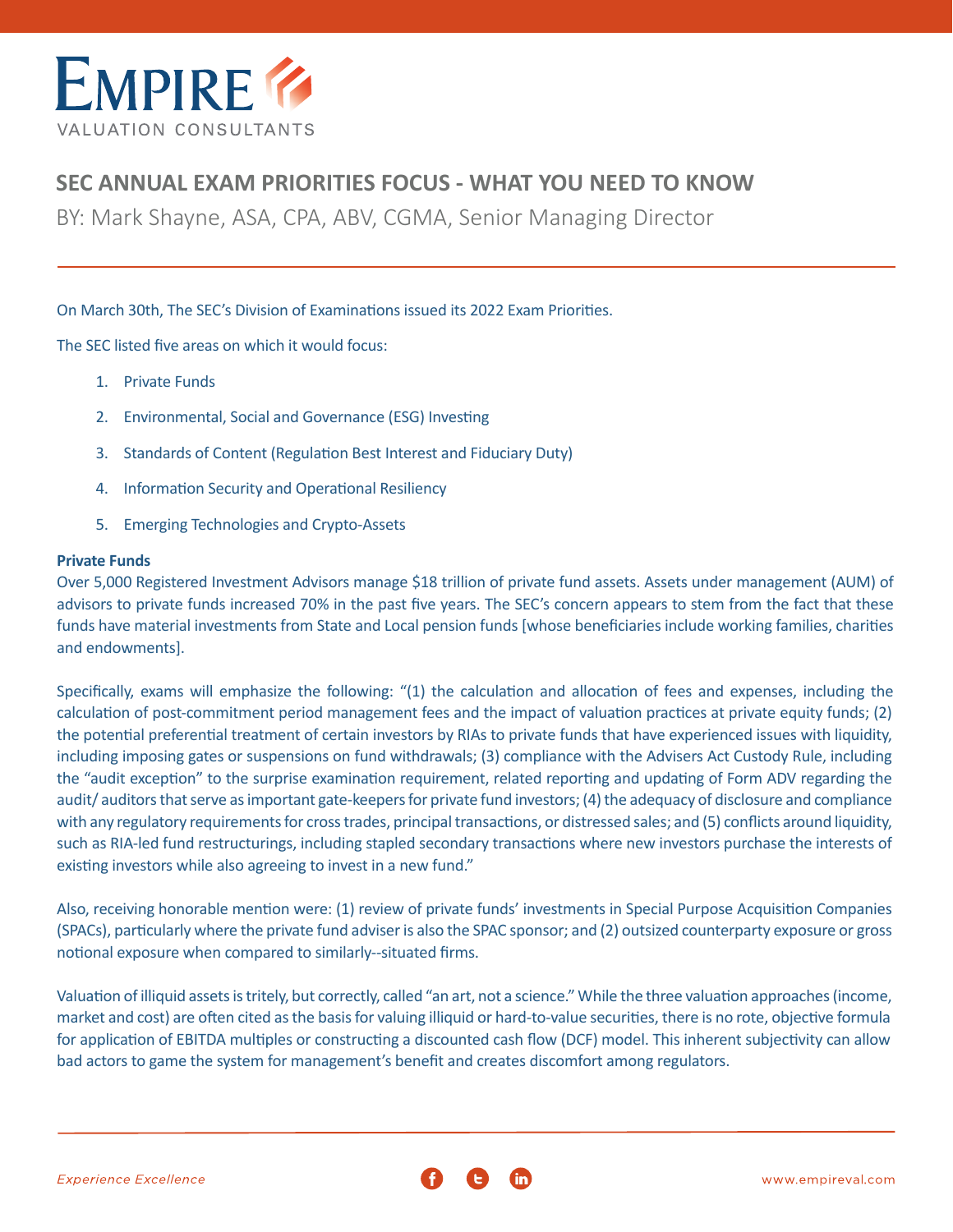# SEC ANNUAL EXAM PRIORITIES FOCUS - WHAT YOU NEED TO KNOW

BY: Mark Shayne, ASA, CPA, ABV, CGMA, Senior Managing Director

On March 30th, The SEC's Division of Examinations issued its 2022 Exam Priorities.

The SEC listed five areas on which it would focus:

1. Private Funds
2. Environmental, Social and Governance (ESG) Investing
3. Standards of Content (Regulation Best Interest and Fiduciary Duty)
4. Information Security and Operational Resiliency
5. Emerging Technologies and Crypto-Assets

**Private Funds**

Over 5,000 Registered Investment Advisors manage $18 trillion of private fund assets. Assets under management (AUM) of advisors to private funds increased 70% in the past five years. The SEC's concern appears to stem from the fact that these funds have material investments from State and Local pension funds [whose beneficiaries include working families, charities and endowments].

Specifically, exams will emphasize the following: "(1) the calculation and allocation of fees and expenses, including the calculation of post-commitment period management fees and the impact of valuation practices at private equity funds; (2) the potential preferential treatment of certain investors by RIAs to private funds that have experienced issues with liquidity, including imposing gates or suspensions on fund withdrawals; (3) compliance with the Advisers Act Custody Rule, including the "audit exception" to the surprise examination requirement, related reporting and updating of Form ADV regarding the audit/ auditors that serve as important gate-keepers for private fund investors; (4) the adequacy of disclosure and compliance with any regulatory requirements for cross trades, principal transactions, or distressed sales; and (5) conflicts around liquidity, such as RIA-led fund restructurings, including stapled secondary transactions where new investors purchase the interests of existing investors while also agreeing to invest in a new fund."

Also, receiving honorable mention were: (1) review of private funds' investments in Special Purpose Acquisition Companies (SPACs), particularly where the private fund adviser is also the SPAC sponsor; and (2) outsized counterparty exposure or gross notional exposure when compared to similarly--situated firms.

Valuation of illiquid assets is tritely, but correctly, called "an art, not a science." While the three valuation approaches (income, market and cost) are often cited as the basis for valuing illiquid or hard-to-value securities, there is no rote, objective formula for application of EBITDA multiples or constructing a discounted cash flow (DCF) model. This inherent subjectivity can allow bad actors to game the system for management's benefit and creates discomfort among regulators.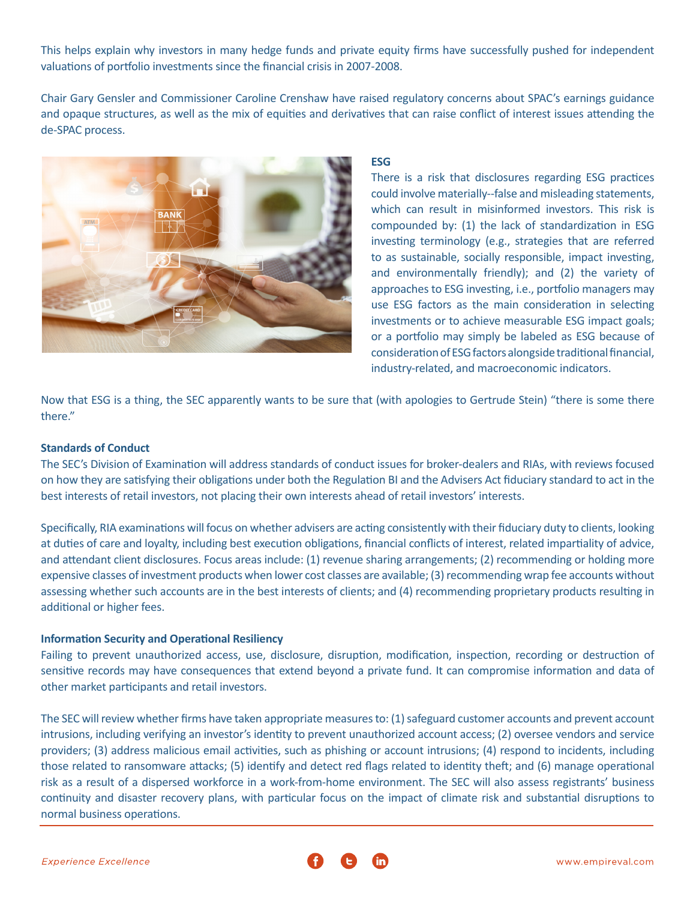This helps explain why investors in many hedge funds and private equity firms have successfully pushed for independent valuations of portfolio investments since the financial crisis in 2007-2008.

Chair Gary Gensler and Commissioner Caroline Crenshaw have raised regulatory concerns about SPAC's earnings guidance and opaque structures, as well as the mix of equities and derivatives that can raise conflict of interest issues attending the de-SPAC process.

**ESG**

There is a risk that disclosures regarding ESG practices could involve materially--false and misleading statements, which can result in misinformed investors. This risk is compounded by: (1) the lack of standardization in ESG investing terminology (e.g., strategies that are referred to as sustainable, socially responsible, impact investing, and environmentally friendly); and (2) the variety of approaches to ESG investing, i.e., portfolio managers may use ESG factors as the main consideration in selecting investments or to achieve measurable ESG impact goals; or a portfolio may simply be labeled as ESG because of consideration of ESG factors alongside traditional financial, industry-related, and macroeconomic indicators.

Now that ESG is a thing, the SEC apparently wants to be sure that (with apologies to Gertrude Stein) "there is some there there."

**Standards of Conduct**

The SEC's Division of Examination will address standards of conduct issues for broker-dealers and RIAs, with reviews focused on how they are satisfying their obligations under both the Regulation BI and the Advisers Act fiduciary standard to act in the best interests of retail investors, not placing their own interests ahead of retail investors' interests.

Specifically, RIA examinations will focus on whether advisers are acting consistently with their fiduciary duty to clients, looking at duties of care and loyalty, including best execution obligations, financial conflicts of interest, related impartiality of advice, and attendant client disclosures. Focus areas include: (1) revenue sharing arrangements; (2) recommending or holding more expensive classes of investment products when lower cost classes are available; (3) recommending wrap fee accounts without assessing whether such accounts are in the best interests of clients; and (4) recommending proprietary products resulting in additional or higher fees.

**Information Security and Operational Resiliency**

Failing to prevent unauthorized access, use, disclosure, disruption, modification, inspection, recording or destruction of sensitive records may have consequences that extend beyond a private fund. It can compromise information and data of other market participants and retail investors.

The SEC will review whether firms have taken appropriate measures to: (1) safeguard customer accounts and prevent account intrusions, including verifying an investor's identity to prevent unauthorized account access; (2) oversee vendors and service providers; (3) address malicious email activities, such as phishing or account intrusions; (4) respond to incidents, including those related to ransomware attacks; (5) identify and detect red flags related to identity theft; and (6) manage operational risk as a result of a dispersed workforce in a work-from-home environment. The SEC will also assess registrants' business continuity and disaster recovery plans, with particular focus on the impact of climate risk and substantial disruptions to normal business operations.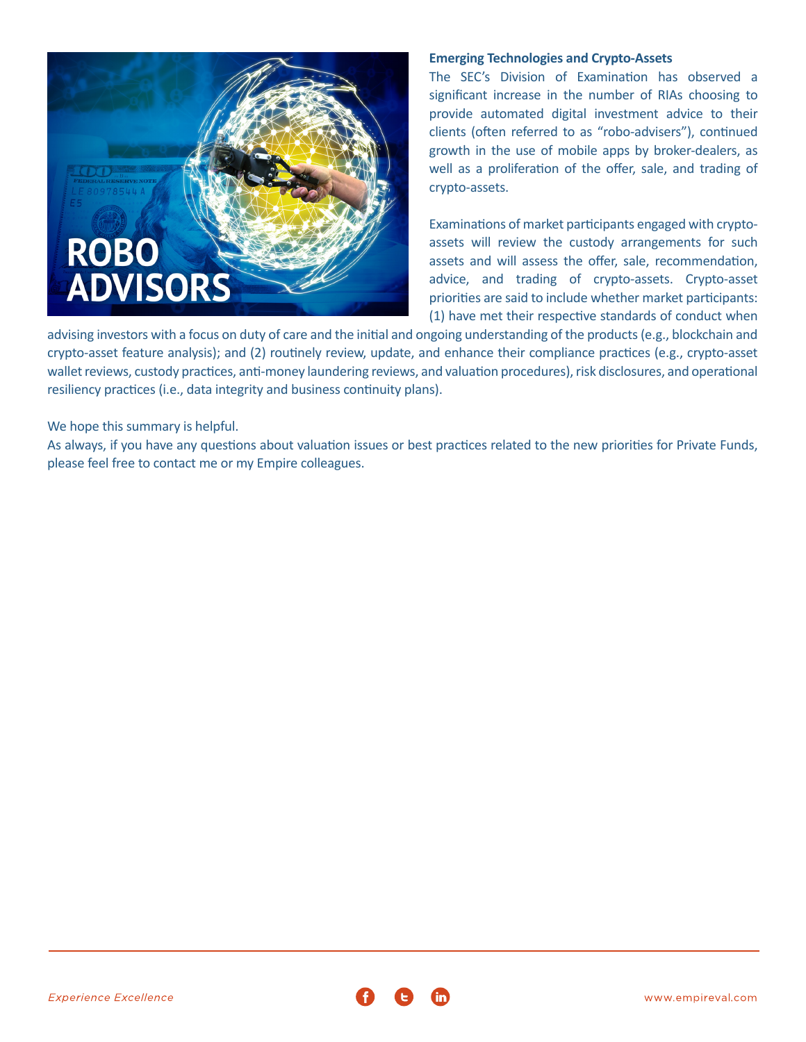### Emerging Technologies and Crypto-Assets

The SEC's Division of Examination has observed a significant increase in the number of RIAs choosing to provide automated digital investment advice to their clients (often referred to as "robo-advisers"), continued growth in the use of mobile apps by broker-dealers, as well as a proliferation of the offer, sale, and trading of crypto-assets.

Examinations of market participants engaged with crypto-assets will review the custody arrangements for such assets and will assess the offer, sale, recommendation, advice, and trading of crypto-assets. Crypto-asset priorities are said to include whether market participants: (1) have met their respective standards of conduct when advising investors with a focus on duty of care and the initial and ongoing understanding of the products (e.g., blockchain and crypto-asset feature analysis); and (2) routinely review, update, and enhance their compliance practices (e.g., crypto-asset wallet reviews, custody practices, anti-money laundering reviews, and valuation procedures), risk disclosures, and operational resiliency practices (i.e., data integrity and business continuity plans).

We hope this summary is helpful.

As always, if you have any questions about valuation issues or best practices related to the new priorities for Private Funds, please feel free to contact me or my Empire colleagues.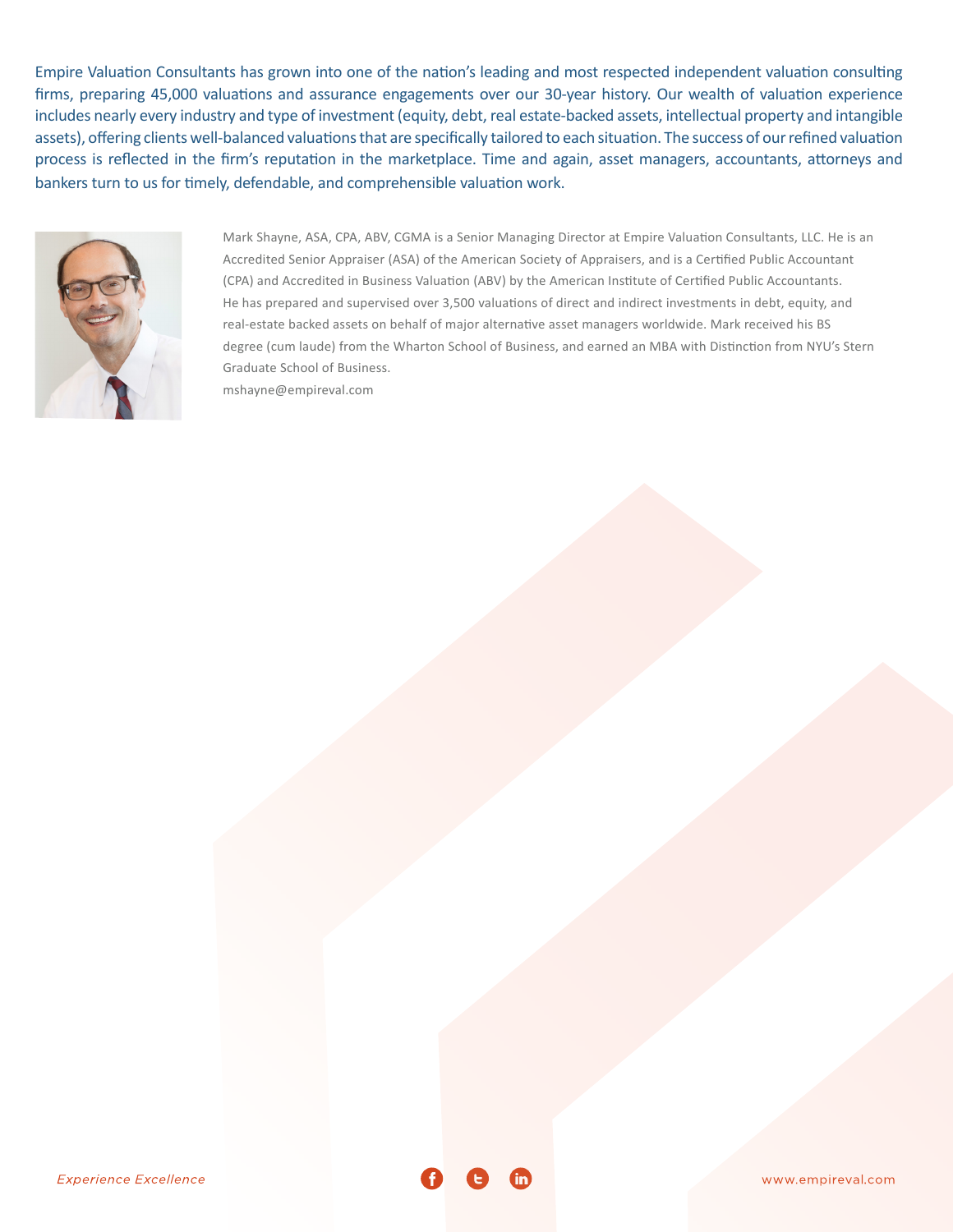Empire Valuation Consultants has grown into one of the nation's leading and most respected independent valuation consulting firms, preparing 45,000 valuations and assurance engagements over our 30-year history. Our wealth of valuation experience includes nearly every industry and type of investment (equity, debt, real estate-backed assets, intellectual property and intangible assets), offering clients well-balanced valuations that are specifically tailored to each situation. The success of our refined valuation process is reflected in the firm's reputation in the marketplace. Time and again, asset managers, accountants, attorneys and bankers turn to us for timely, defendable, and comprehensible valuation work.

Mark Shayne, ASA, CPA, ABV, CGMA is a Senior Managing Director at Empire Valuation Consultants, LLC. He is an Accredited Senior Appraiser (ASA) of the American Society of Appraisers, and is a Certified Public Accountant (CPA) and Accredited in Business Valuation (ABV) by the American Institute of Certified Public Accountants. He has prepared and supervised over 3,500 valuations of direct and indirect investments in debt, equity, and real-estate backed assets on behalf of major alternative asset managers worldwide. Mark received his BS degree (cum laude) from the Wharton School of Business, and earned an MBA with Distinction from NYU's Stern Graduate School of Business.
mshayne@empireval.com

*Experience Excellence*

www.empireval.com